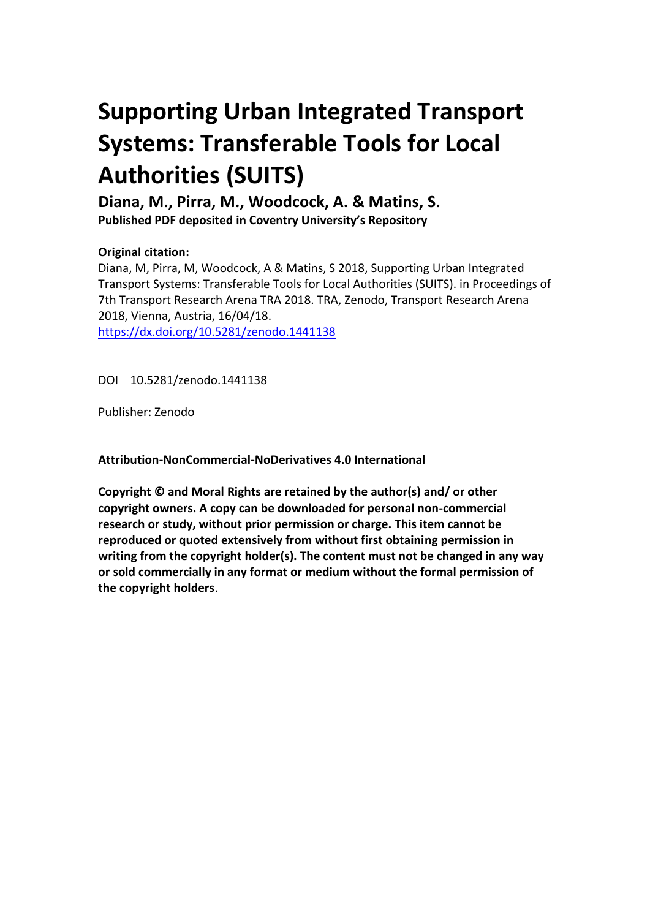# Supporting Urban Integrated Transport Systems: Transferable Tools for Local Authorities (SUITS)

**Diana, M., Pirra, M., Woodcock, A. & Matins, S.**

**Published PDF deposited in Coventry University's Repository**

**Original citation:**

Diana, M, Pirra, M, Woodcock, A & Matins, S 2018, Supporting Urban Integrated Transport Systems: Transferable Tools for Local Authorities (SUITS). in Proceedings of 7th Transport Research Arena TRA 2018. TRA, Zenodo, Transport Research Arena 2018, Vienna, Austria, 16/04/18.

https://dx.doi.org/10.5281/zenodo.1441138

DOI 10.5281/zenodo.1441138

Publisher: Zenodo

**Attribution-NonCommercial-NoDerivatives 4.0 International**

**Copyright © and Moral Rights are retained by the author(s) and/ or other copyright owners. A copy can be downloaded for personal non-commercial research or study, without prior permission or charge. This item cannot be reproduced or quoted extensively from without first obtaining permission in writing from the copyright holder(s). The content must not be changed in any way or sold commercially in any format or medium without the formal permission of the copyright holders**.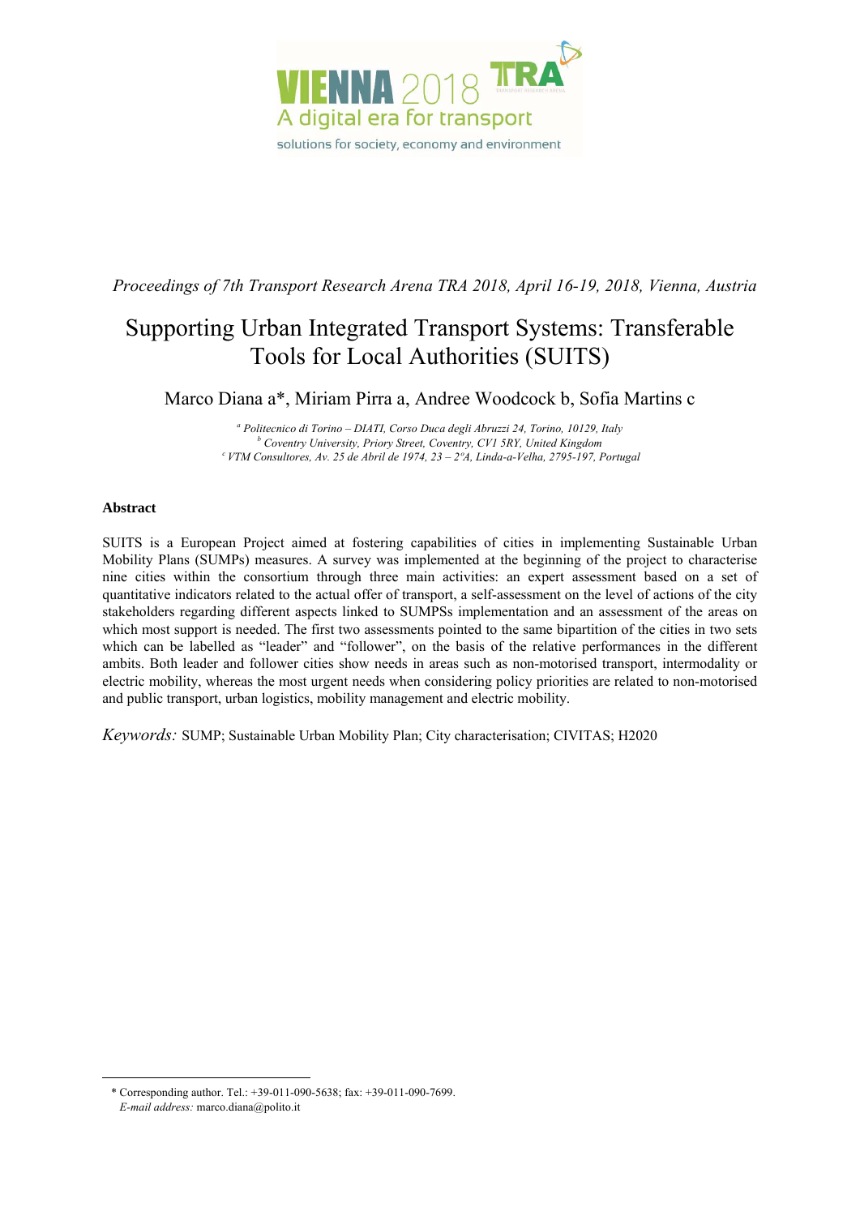*Proceedings of 7th Transport Research Arena TRA 2018, April 16-19, 2018, Vienna, Austria*

# Supporting Urban Integrated Transport Systems: Transferable Tools for Local Authorities (SUITS)

Marco Diana a*, Miriam Pirra a, Andree Woodcock b, Sofia Martins c

[a] *Politecnico di Torino – DIATI, Corso Duca degli Abruzzi 24, Torino, 10129, Italy*
[b] *Coventry University, Priory Street, Coventry, CV1 5RY, United Kingdom*
[c] *VTM Consultores, Av. 25 de Abril de 1974, 23 – 2ºA, Linda-a-Velha, 2795-197, Portugal*

**Abstract**

SUITS is a European Project aimed at fostering capabilities of cities in implementing Sustainable Urban Mobility Plans (SUMPs) measures. A survey was implemented at the beginning of the project to characterise nine cities within the consortium through three main activities: an expert assessment based on a set of quantitative indicators related to the actual offer of transport, a self-assessment on the level of actions of the city stakeholders regarding different aspects linked to SUMPSs implementation and an assessment of the areas on which most support is needed. The first two assessments pointed to the same bipartition of the cities in two sets which can be labelled as "leader" and "follower", on the basis of the relative performances in the different ambits. Both leader and follower cities show needs in areas such as non-motorised transport, intermodality or electric mobility, whereas the most urgent needs when considering policy priorities are related to non-motorised and public transport, urban logistics, mobility management and electric mobility.

*Keywords:* SUMP; Sustainable Urban Mobility Plan; City characterisation; CIVITAS; H2020

---

* Corresponding author. Tel.: +39-011-090-5638; fax: +39-011-090-7699.
*E-mail address:* marco.diana@polito.it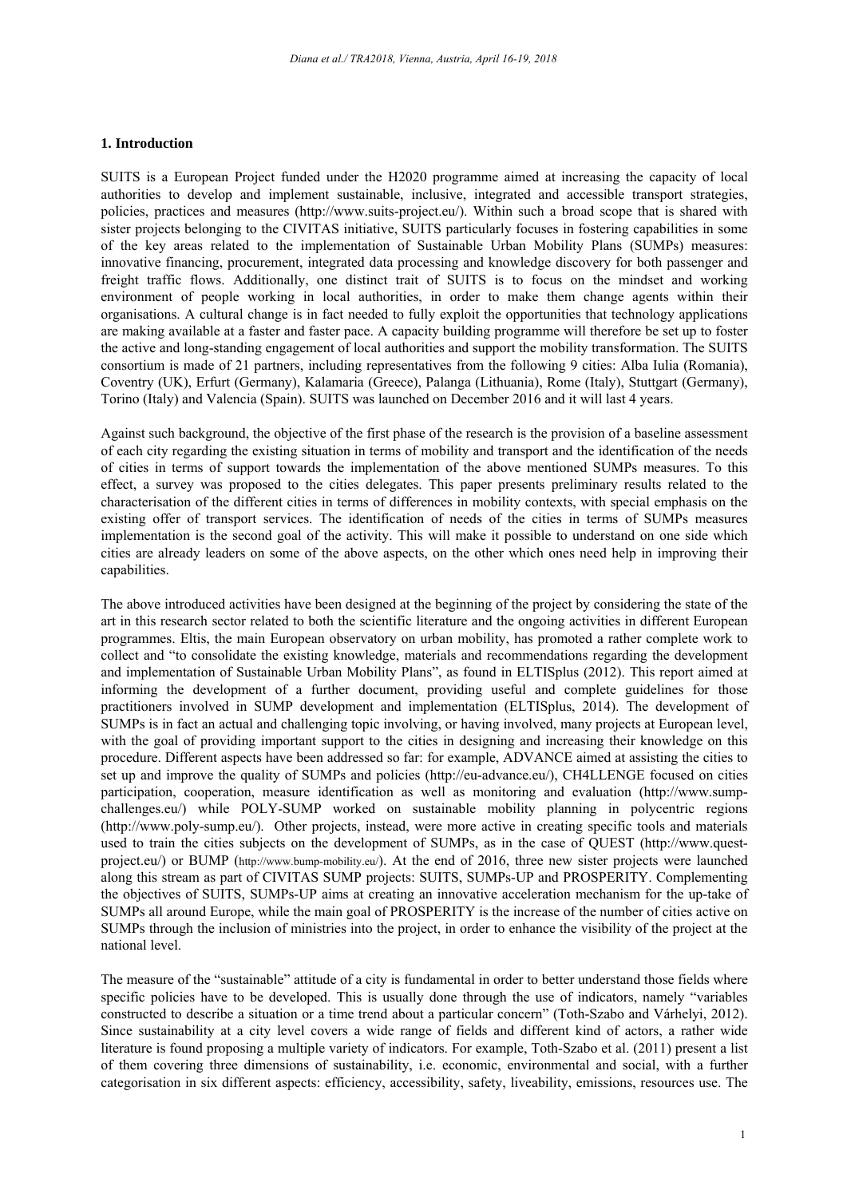## 1. Introduction

SUITS is a European Project funded under the H2020 programme aimed at increasing the capacity of local authorities to develop and implement sustainable, inclusive, integrated and accessible transport strategies, policies, practices and measures (http://www.suits-project.eu/). Within such a broad scope that is shared with sister projects belonging to the CIVITAS initiative, SUITS particularly focuses in fostering capabilities in some of the key areas related to the implementation of Sustainable Urban Mobility Plans (SUMPs) measures: innovative financing, procurement, integrated data processing and knowledge discovery for both passenger and freight traffic flows. Additionally, one distinct trait of SUITS is to focus on the mindset and working environment of people working in local authorities, in order to make them change agents within their organisations. A cultural change is in fact needed to fully exploit the opportunities that technology applications are making available at a faster and faster pace. A capacity building programme will therefore be set up to foster the active and long-standing engagement of local authorities and support the mobility transformation. The SUITS consortium is made of 21 partners, including representatives from the following 9 cities: Alba Iulia (Romania), Coventry (UK), Erfurt (Germany), Kalamaria (Greece), Palanga (Lithuania), Rome (Italy), Stuttgart (Germany), Torino (Italy) and Valencia (Spain). SUITS was launched on December 2016 and it will last 4 years.

Against such background, the objective of the first phase of the research is the provision of a baseline assessment of each city regarding the existing situation in terms of mobility and transport and the identification of the needs of cities in terms of support towards the implementation of the above mentioned SUMPs measures. To this effect, a survey was proposed to the cities delegates. This paper presents preliminary results related to the characterisation of the different cities in terms of differences in mobility contexts, with special emphasis on the existing offer of transport services. The identification of needs of the cities in terms of SUMPs measures implementation is the second goal of the activity. This will make it possible to understand on one side which cities are already leaders on some of the above aspects, on the other which ones need help in improving their capabilities.

The above introduced activities have been designed at the beginning of the project by considering the state of the art in this research sector related to both the scientific literature and the ongoing activities in different European programmes. Eltis, the main European observatory on urban mobility, has promoted a rather complete work to collect and "to consolidate the existing knowledge, materials and recommendations regarding the development and implementation of Sustainable Urban Mobility Plans", as found in ELTISplus (2012). This report aimed at informing the development of a further document, providing useful and complete guidelines for those practitioners involved in SUMP development and implementation (ELTISplus, 2014). The development of SUMPs is in fact an actual and challenging topic involving, or having involved, many projects at European level, with the goal of providing important support to the cities in designing and increasing their knowledge on this procedure. Different aspects have been addressed so far: for example, ADVANCE aimed at assisting the cities to set up and improve the quality of SUMPs and policies (http://eu-advance.eu/), CH4LLENGE focused on cities participation, cooperation, measure identification as well as monitoring and evaluation (http://www.sump-challenges.eu/) while POLY-SUMP worked on sustainable mobility planning in polycentric regions (http://www.poly-sump.eu/). Other projects, instead, were more active in creating specific tools and materials used to train the cities subjects on the development of SUMPs, as in the case of QUEST (http://www.quest-project.eu/) or BUMP (http://www.bump-mobility.eu/). At the end of 2016, three new sister projects were launched along this stream as part of CIVITAS SUMP projects: SUITS, SUMPs-UP and PROSPERITY. Complementing the objectives of SUITS, SUMPs-UP aims at creating an innovative acceleration mechanism for the up-take of SUMPs all around Europe, while the main goal of PROSPERITY is the increase of the number of cities active on SUMPs through the inclusion of ministries into the project, in order to enhance the visibility of the project at the national level.

The measure of the "sustainable" attitude of a city is fundamental in order to better understand those fields where specific policies have to be developed. This is usually done through the use of indicators, namely "variables constructed to describe a situation or a time trend about a particular concern" (Toth-Szabo and Várhelyi, 2012). Since sustainability at a city level covers a wide range of fields and different kind of actors, a rather wide literature is found proposing a multiple variety of indicators. For example, Toth-Szabo et al. (2011) present a list of them covering three dimensions of sustainability, i.e. economic, environmental and social, with a further categorisation in six different aspects: efficiency, accessibility, safety, liveability, emissions, resources use. The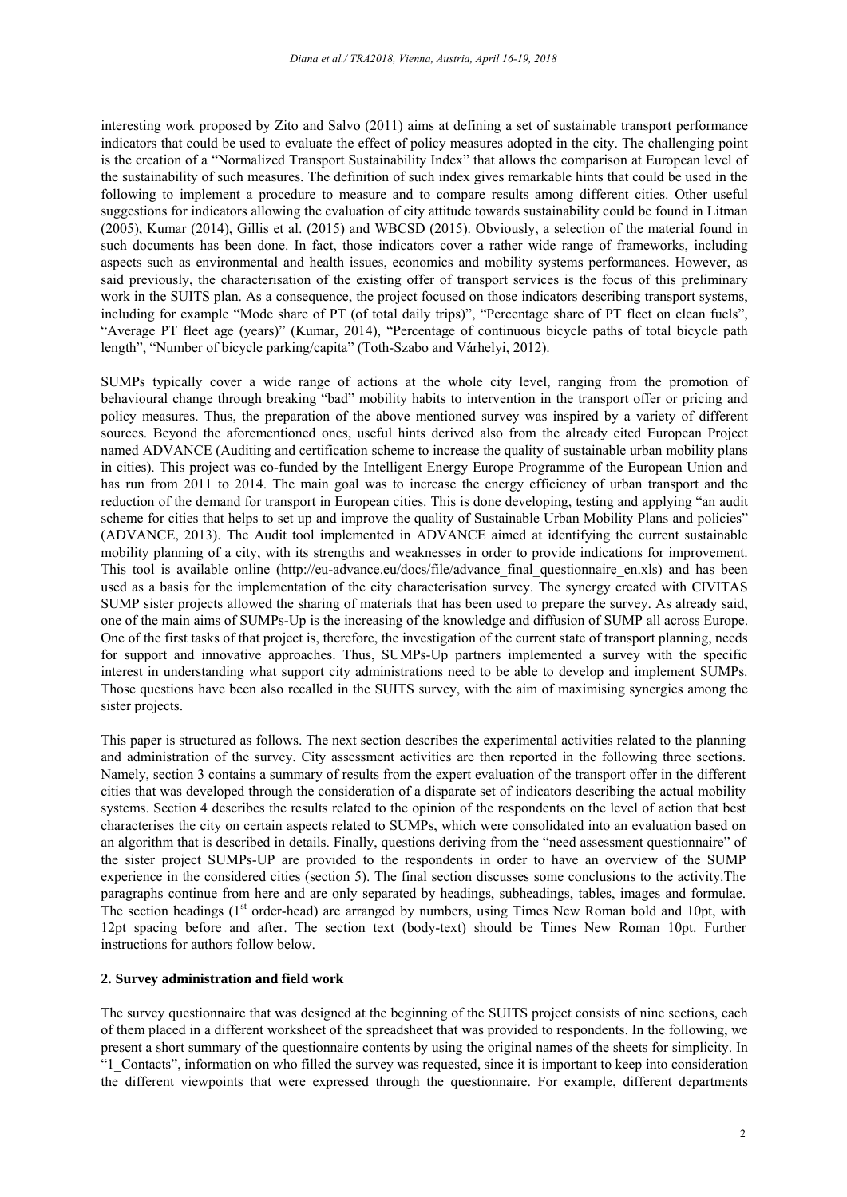interesting work proposed by Zito and Salvo (2011) aims at defining a set of sustainable transport performance indicators that could be used to evaluate the effect of policy measures adopted in the city. The challenging point is the creation of a "Normalized Transport Sustainability Index" that allows the comparison at European level of the sustainability of such measures. The definition of such index gives remarkable hints that could be used in the following to implement a procedure to measure and to compare results among different cities. Other useful suggestions for indicators allowing the evaluation of city attitude towards sustainability could be found in Litman (2005), Kumar (2014), Gillis et al. (2015) and WBCSD (2015). Obviously, a selection of the material found in such documents has been done. In fact, those indicators cover a rather wide range of frameworks, including aspects such as environmental and health issues, economics and mobility systems performances. However, as said previously, the characterisation of the existing offer of transport services is the focus of this preliminary work in the SUITS plan. As a consequence, the project focused on those indicators describing transport systems, including for example "Mode share of PT (of total daily trips)", "Percentage share of PT fleet on clean fuels", "Average PT fleet age (years)" (Kumar, 2014), "Percentage of continuous bicycle paths of total bicycle path length", "Number of bicycle parking/capita" (Toth-Szabo and Várhelyi, 2012).

SUMPs typically cover a wide range of actions at the whole city level, ranging from the promotion of behavioural change through breaking "bad" mobility habits to intervention in the transport offer or pricing and policy measures. Thus, the preparation of the above mentioned survey was inspired by a variety of different sources. Beyond the aforementioned ones, useful hints derived also from the already cited European Project named ADVANCE (Auditing and certification scheme to increase the quality of sustainable urban mobility plans in cities). This project was co-funded by the Intelligent Energy Europe Programme of the European Union and has run from 2011 to 2014. The main goal was to increase the energy efficiency of urban transport and the reduction of the demand for transport in European cities. This is done developing, testing and applying "an audit scheme for cities that helps to set up and improve the quality of Sustainable Urban Mobility Plans and policies" (ADVANCE, 2013). The Audit tool implemented in ADVANCE aimed at identifying the current sustainable mobility planning of a city, with its strengths and weaknesses in order to provide indications for improvement. This tool is available online (http://eu-advance.eu/docs/file/advance_final_questionnaire_en.xls) and has been used as a basis for the implementation of the city characterisation survey. The synergy created with CIVITAS SUMP sister projects allowed the sharing of materials that has been used to prepare the survey. As already said, one of the main aims of SUMPs-Up is the increasing of the knowledge and diffusion of SUMP all across Europe. One of the first tasks of that project is, therefore, the investigation of the current state of transport planning, needs for support and innovative approaches. Thus, SUMPs-Up partners implemented a survey with the specific interest in understanding what support city administrations need to be able to develop and implement SUMPs. Those questions have been also recalled in the SUITS survey, with the aim of maximising synergies among the sister projects.

This paper is structured as follows. The next section describes the experimental activities related to the planning and administration of the survey. City assessment activities are then reported in the following three sections. Namely, section 3 contains a summary of results from the expert evaluation of the transport offer in the different cities that was developed through the consideration of a disparate set of indicators describing the actual mobility systems. Section 4 describes the results related to the opinion of the respondents on the level of action that best characterises the city on certain aspects related to SUMPs, which were consolidated into an evaluation based on an algorithm that is described in details. Finally, questions deriving from the "need assessment questionnaire" of the sister project SUMPs-UP are provided to the respondents in order to have an overview of the SUMP experience in the considered cities (section 5). The final section discusses some conclusions to the activity.The paragraphs continue from here and are only separated by headings, subheadings, tables, images and formulae. The section headings (1st order-head) are arranged by numbers, using Times New Roman bold and 10pt, with 12pt spacing before and after. The section text (body-text) should be Times New Roman 10pt. Further instructions for authors follow below.

## 2. Survey administration and field work

The survey questionnaire that was designed at the beginning of the SUITS project consists of nine sections, each of them placed in a different worksheet of the spreadsheet that was provided to respondents. In the following, we present a short summary of the questionnaire contents by using the original names of the sheets for simplicity. In "1_Contacts", information on who filled the survey was requested, since it is important to keep into consideration the different viewpoints that were expressed through the questionnaire. For example, different departments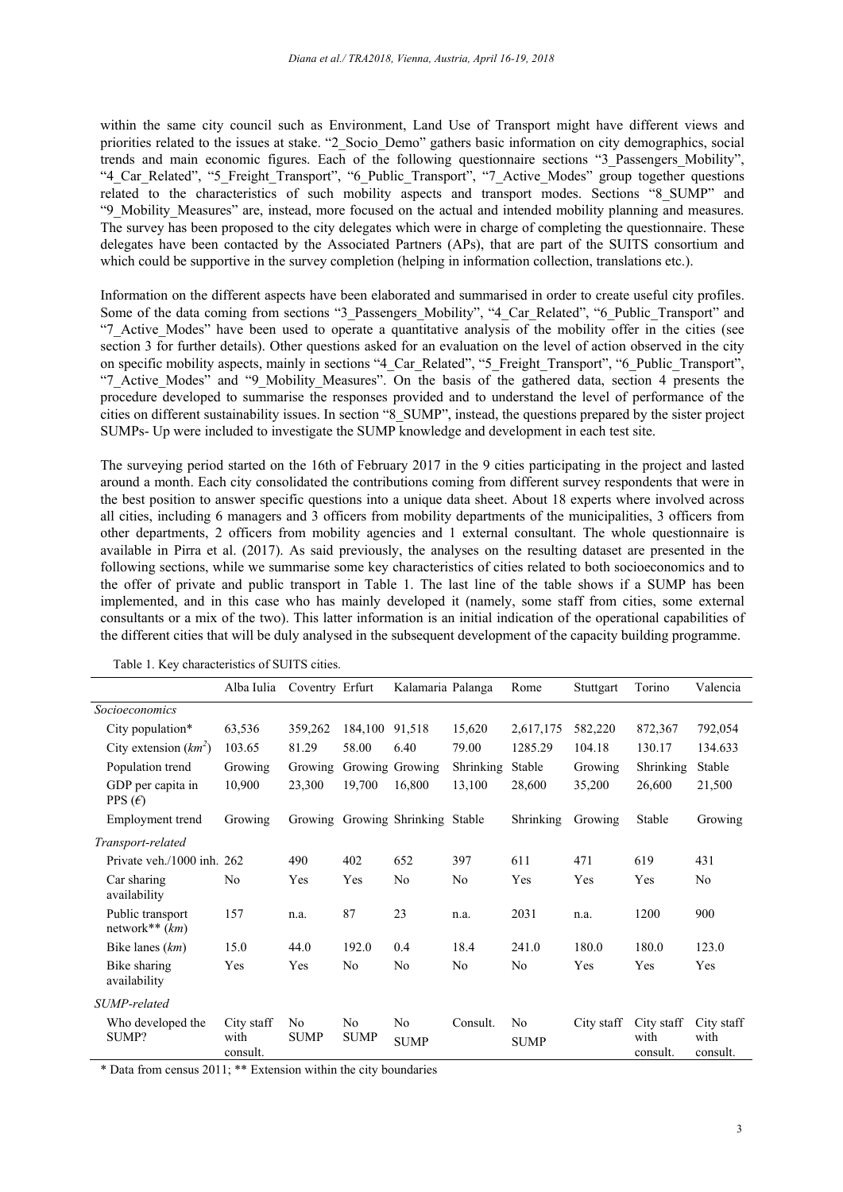within the same city council such as Environment, Land Use of Transport might have different views and priorities related to the issues at stake. "2_Socio_Demo" gathers basic information on city demographics, social trends and main economic figures. Each of the following questionnaire sections "3_Passengers_Mobility", "4_Car_Related", "5_Freight_Transport", "6_Public_Transport", "7_Active_Modes" group together questions related to the characteristics of such mobility aspects and transport modes. Sections "8_SUMP" and "9_Mobility_Measures" are, instead, more focused on the actual and intended mobility planning and measures. The survey has been proposed to the city delegates which were in charge of completing the questionnaire. These delegates have been contacted by the Associated Partners (APs), that are part of the SUITS consortium and which could be supportive in the survey completion (helping in information collection, translations etc.).

Information on the different aspects have been elaborated and summarised in order to create useful city profiles. Some of the data coming from sections "3_Passengers_Mobility", "4_Car_Related", "6_Public_Transport" and "7_Active_Modes" have been used to operate a quantitative analysis of the mobility offer in the cities (see section 3 for further details). Other questions asked for an evaluation on the level of action observed in the city on specific mobility aspects, mainly in sections "4_Car_Related", "5_Freight_Transport", "6_Public_Transport", "7_Active_Modes" and "9_Mobility_Measures". On the basis of the gathered data, section 4 presents the procedure developed to summarise the responses provided and to understand the level of performance of the cities on different sustainability issues. In section "8_SUMP", instead, the questions prepared by the sister project SUMPs- Up were included to investigate the SUMP knowledge and development in each test site.

The surveying period started on the 16th of February 2017 in the 9 cities participating in the project and lasted around a month. Each city consolidated the contributions coming from different survey respondents that were in the best position to answer specific questions into a unique data sheet. About 18 experts where involved across all cities, including 6 managers and 3 officers from mobility departments of the municipalities, 3 officers from other departments, 2 officers from mobility agencies and 1 external consultant. The whole questionnaire is available in Pirra et al. (2017). As said previously, the analyses on the resulting dataset are presented in the following sections, while we summarise some key characteristics of cities related to both socioeconomics and to the offer of private and public transport in Table 1. The last line of the table shows if a SUMP has been implemented, and in this case who has mainly developed it (namely, some staff from cities, some external consultants or a mix of the two). This latter information is an initial indication of the operational capabilities of the different cities that will be duly analysed in the subsequent development of the capacity building programme.

Table 1. Key characteristics of SUITS cities.

| | Alba Iulia | Coventry | Erfurt | Kalamaria | Palanga | Rome | Stuttgart | Torino | Valencia |
|---|---|---|---|---|---|---|---|---|---|
| *Socioeconomics* | | | | | | | | | |
| City population* | 63,536 | 359,262 | 184,100 | 91,518 | 15,620 | 2,617,175 | 582,220 | 872,367 | 792,054 |
| City extension ($km^2$) | 103.65 | 81.29 | 58.00 | 6.40 | 79.00 | 1285.29 | 104.18 | 130.17 | 134.633 |
| Population trend | Growing | Growing | Growing | Growing | Shrinking | Stable | Growing | Shrinking | Stable |
| GDP per capita in PPS (€) | 10,900 | 23,300 | 19,700 | 16,800 | 13,100 | 28,600 | 35,200 | 26,600 | 21,500 |
| Employment trend | Growing | Growing | Growing | Shrinking | Stable | Shrinking | Growing | Stable | Growing |
| *Transport-related* | | | | | | | | | |
| Private veh./1000 inh. | 262 | 490 | 402 | 652 | 397 | 611 | 471 | 619 | 431 |
| Car sharing availability | No | Yes | Yes | No | No | Yes | Yes | Yes | No |
| Public transport network** (*km*) | 157 | n.a. | 87 | 23 | n.a. | 2031 | n.a. | 1200 | 900 |
| Bike lanes (*km*) | 15.0 | 44.0 | 192.0 | 0.4 | 18.4 | 241.0 | 180.0 | 180.0 | 123.0 |
| Bike sharing availability | Yes | Yes | No | No | No | No | Yes | Yes | Yes |
| *SUMP-related* | | | | | | | | | |
| Who developed the SUMP? | City staff with consult. | No SUMP | No SUMP | No SUMP | Consult. | No SUMP | City staff | City staff with consult. | City staff with consult. |

\* Data from census 2011; ** Extension within the city boundaries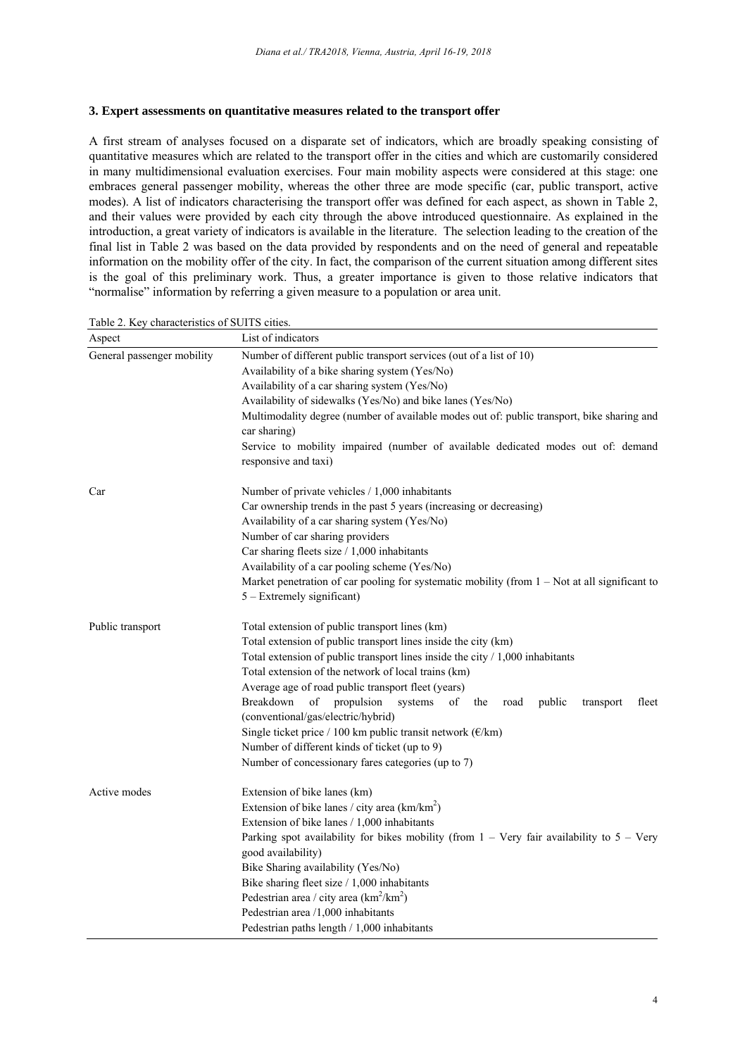### 3. Expert assessments on quantitative measures related to the transport offer

A first stream of analyses focused on a disparate set of indicators, which are broadly speaking consisting of quantitative measures which are related to the transport offer in the cities and which are customarily considered in many multidimensional evaluation exercises. Four main mobility aspects were considered at this stage: one embraces general passenger mobility, whereas the other three are mode specific (car, public transport, active modes). A list of indicators characterising the transport offer was defined for each aspect, as shown in Table 2, and their values were provided by each city through the above introduced questionnaire. As explained in the introduction, a great variety of indicators is available in the literature. The selection leading to the creation of the final list in Table 2 was based on the data provided by respondents and on the need of general and repeatable information on the mobility offer of the city. In fact, the comparison of the current situation among different sites is the goal of this preliminary work. Thus, a greater importance is given to those relative indicators that "normalise" information by referring a given measure to a population or area unit.

Table 2. Key characteristics of SUITS cities.

| Aspect | List of indicators |
|---|---|
| General passenger mobility | Number of different public transport services (out of a list of 10) |
| | Availability of a bike sharing system (Yes/No) |
| | Availability of a car sharing system (Yes/No) |
| | Availability of sidewalks (Yes/No) and bike lanes (Yes/No) |
| | Multimodality degree (number of available modes out of: public transport, bike sharing and car sharing) |
| | Service to mobility impaired (number of available dedicated modes out of: demand responsive and taxi) |
| Car | Number of private vehicles / 1,000 inhabitants |
| | Car ownership trends in the past 5 years (increasing or decreasing) |
| | Availability of a car sharing system (Yes/No) |
| | Number of car sharing providers |
| | Car sharing fleets size / 1,000 inhabitants |
| | Availability of a car pooling scheme (Yes/No) |
| | Market penetration of car pooling for systematic mobility (from 1 – Not at all significant to 5 – Extremely significant) |
| Public transport | Total extension of public transport lines (km) |
| | Total extension of public transport lines inside the city (km) |
| | Total extension of public transport lines inside the city / 1,000 inhabitants |
| | Total extension of the network of local trains (km) |
| | Average age of road public transport fleet (years) |
| | Breakdown of propulsion systems of the road public transport fleet (conventional/gas/electric/hybrid) |
| | Single ticket price / 100 km public transit network (€/km) |
| | Number of different kinds of ticket (up to 9) |
| | Number of concessionary fares categories (up to 7) |
| Active modes | Extension of bike lanes (km) |
| | Extension of bike lanes / city area (km/km$^2$) |
| | Extension of bike lanes / 1,000 inhabitants |
| | Parking spot availability for bikes mobility (from 1 – Very fair availability to 5 – Very good availability) |
| | Bike Sharing availability (Yes/No) |
| | Bike sharing fleet size / 1,000 inhabitants |
| | Pedestrian area / city area (km$^2$/km$^2$) |
| | Pedestrian area /1,000 inhabitants |
| | Pedestrian paths length / 1,000 inhabitants |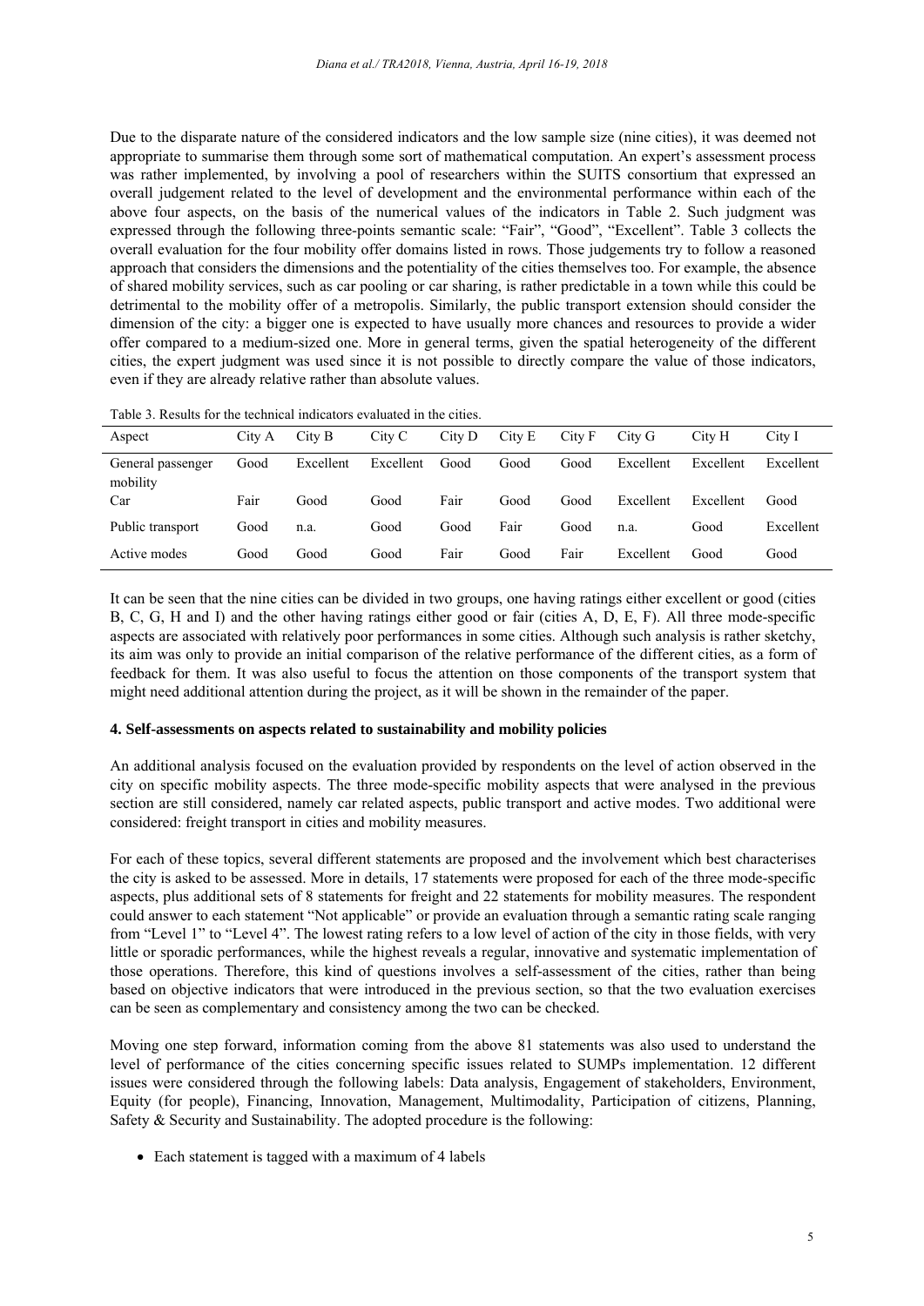Due to the disparate nature of the considered indicators and the low sample size (nine cities), it was deemed not appropriate to summarise them through some sort of mathematical computation. An expert's assessment process was rather implemented, by involving a pool of researchers within the SUITS consortium that expressed an overall judgement related to the level of development and the environmental performance within each of the above four aspects, on the basis of the numerical values of the indicators in Table 2. Such judgment was expressed through the following three-points semantic scale: "Fair", "Good", "Excellent". Table 3 collects the overall evaluation for the four mobility offer domains listed in rows. Those judgements try to follow a reasoned approach that considers the dimensions and the potentiality of the cities themselves too. For example, the absence of shared mobility services, such as car pooling or car sharing, is rather predictable in a town while this could be detrimental to the mobility offer of a metropolis. Similarly, the public transport extension should consider the dimension of the city: a bigger one is expected to have usually more chances and resources to provide a wider offer compared to a medium-sized one. More in general terms, given the spatial heterogeneity of the different cities, the expert judgment was used since it is not possible to directly compare the value of those indicators, even if they are already relative rather than absolute values.

Table 3. Results for the technical indicators evaluated in the cities.

| Aspect | City A | City B | City C | City D | City E | City F | City G | City H | City I |
|---|---|---|---|---|---|---|---|---|---|
| General passenger mobility | Good | Excellent | Excellent | Good | Good | Good | Excellent | Excellent | Excellent |
| Car | Fair | Good | Good | Fair | Good | Good | Excellent | Excellent | Good |
| Public transport | Good | n.a. | Good | Good | Fair | Good | n.a. | Good | Excellent |
| Active modes | Good | Good | Good | Fair | Good | Fair | Excellent | Good | Good |

It can be seen that the nine cities can be divided in two groups, one having ratings either excellent or good (cities B, C, G, H and I) and the other having ratings either good or fair (cities A, D, E, F). All three mode-specific aspects are associated with relatively poor performances in some cities. Although such analysis is rather sketchy, its aim was only to provide an initial comparison of the relative performance of the different cities, as a form of feedback for them. It was also useful to focus the attention on those components of the transport system that might need additional attention during the project, as it will be shown in the remainder of the paper.

## 4. Self-assessments on aspects related to sustainability and mobility policies

An additional analysis focused on the evaluation provided by respondents on the level of action observed in the city on specific mobility aspects. The three mode-specific mobility aspects that were analysed in the previous section are still considered, namely car related aspects, public transport and active modes. Two additional were considered: freight transport in cities and mobility measures.

For each of these topics, several different statements are proposed and the involvement which best characterises the city is asked to be assessed. More in details, 17 statements were proposed for each of the three mode-specific aspects, plus additional sets of 8 statements for freight and 22 statements for mobility measures. The respondent could answer to each statement "Not applicable" or provide an evaluation through a semantic rating scale ranging from "Level 1" to "Level 4". The lowest rating refers to a low level of action of the city in those fields, with very little or sporadic performances, while the highest reveals a regular, innovative and systematic implementation of those operations. Therefore, this kind of questions involves a self-assessment of the cities, rather than being based on objective indicators that were introduced in the previous section, so that the two evaluation exercises can be seen as complementary and consistency among the two can be checked.

Moving one step forward, information coming from the above 81 statements was also used to understand the level of performance of the cities concerning specific issues related to SUMPs implementation. 12 different issues were considered through the following labels: Data analysis, Engagement of stakeholders, Environment, Equity (for people), Financing, Innovation, Management, Multimodality, Participation of citizens, Planning, Safety & Security and Sustainability. The adopted procedure is the following:

- Each statement is tagged with a maximum of 4 labels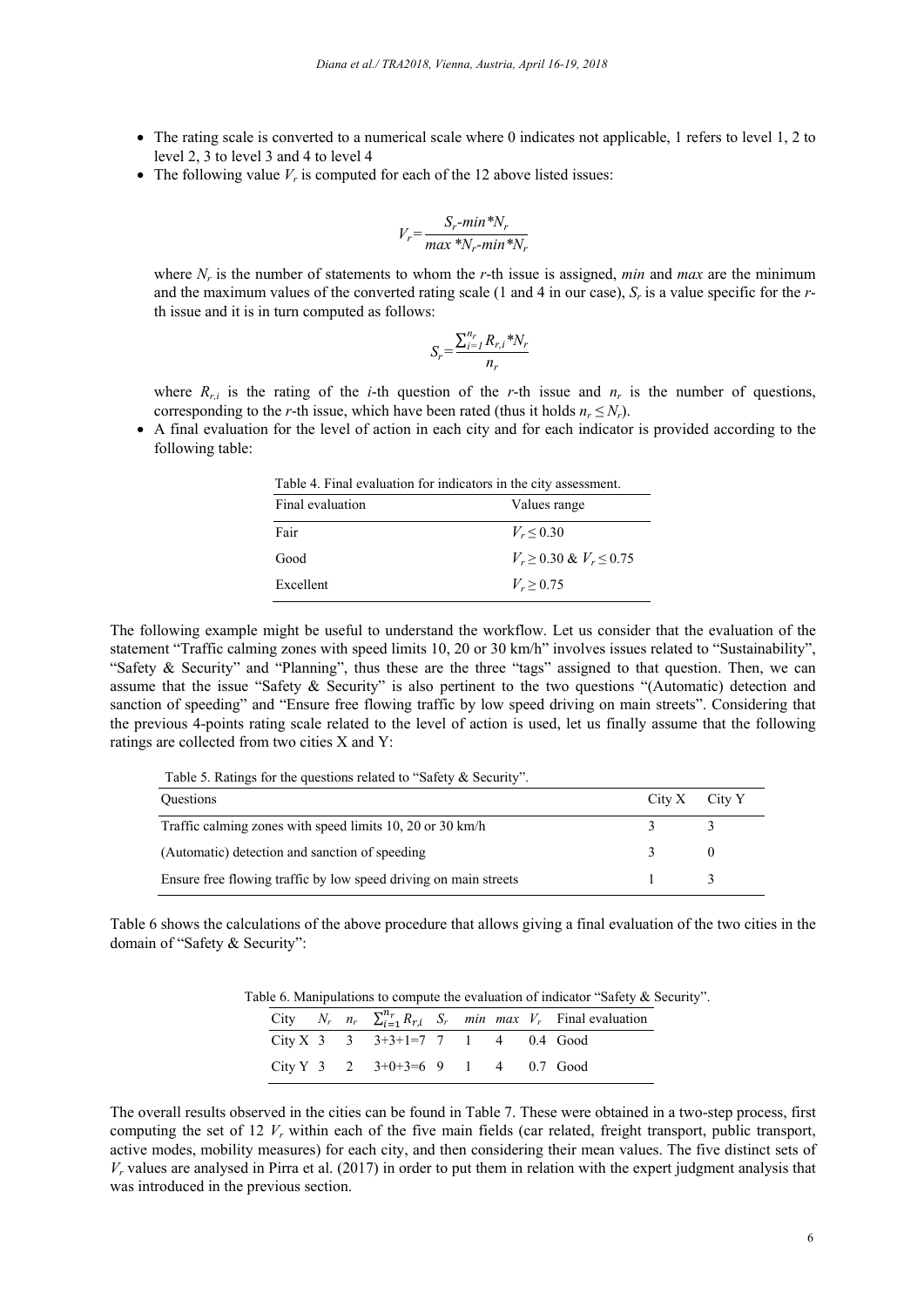- The rating scale is converted to a numerical scale where 0 indicates not applicable, 1 refers to level 1, 2 to level 2, 3 to level 3 and 4 to level 4
- The following value $V_r$ is computed for each of the 12 above listed issues:

$$V_r = \frac{S_r - min * N_r}{max * N_r - min * N_r}$$

where $N_r$ is the number of statements to whom the $r$-th issue is assigned, *min* and *max* are the minimum and the maximum values of the converted rating scale (1 and 4 in our case), $S_r$ is a value specific for the $r$-th issue and it is in turn computed as follows:

$$S_r = \frac{\sum_{i=1}^{n_r} R_{r,i} * N_r}{n_r}$$

where $R_{r,i}$ is the rating of the $i$-th question of the $r$-th issue and $n_r$ is the number of questions, corresponding to the $r$-th issue, which have been rated (thus it holds $n_r \leq N_r$).

- A final evaluation for the level of action in each city and for each indicator is provided according to the following table:

Table 4. Final evaluation for indicators in the city assessment.

| Final evaluation | Values range |
|---|---|
| Fair | $V_r \leq 0.30$ |
| Good | $V_r \geq 0.30$ & $V_r \leq 0.75$ |
| Excellent | $V_r \geq 0.75$ |

The following example might be useful to understand the workflow. Let us consider that the evaluation of the statement "Traffic calming zones with speed limits 10, 20 or 30 km/h" involves issues related to "Sustainability", "Safety & Security" and "Planning", thus these are the three "tags" assigned to that question. Then, we can assume that the issue "Safety & Security" is also pertinent to the two questions "(Automatic) detection and sanction of speeding" and "Ensure free flowing traffic by low speed driving on main streets". Considering that the previous 4-points rating scale related to the level of action is used, let us finally assume that the following ratings are collected from two cities X and Y:

Table 5. Ratings for the questions related to "Safety & Security".

| Questions | City X | City Y |
|---|---|---|
| Traffic calming zones with speed limits 10, 20 or 30 km/h | 3 | 3 |
| (Automatic) detection and sanction of speeding | 3 | 0 |
| Ensure free flowing traffic by low speed driving on main streets | 1 | 3 |

Table 6 shows the calculations of the above procedure that allows giving a final evaluation of the two cities in the domain of "Safety & Security":

Table 6. Manipulations to compute the evaluation of indicator "Safety & Security".

| City | $N_r$ | $n_r$ | $\sum_{i=1}^{n_r} R_{r,i}$ | $S_r$ | *min* | *max* | $V_r$ | Final evaluation |
|---|---|---|---|---|---|---|---|---|
| City X | 3 | 3 | 3+3+1=7 | 7 | 1 | 4 | 0.4 | Good |
| City Y | 3 | 2 | 3+0+3=6 | 9 | 1 | 4 | 0.7 | Good |

The overall results observed in the cities can be found in Table 7. These were obtained in a two-step process, first computing the set of 12 $V_r$ within each of the five main fields (car related, freight transport, public transport, active modes, mobility measures) for each city, and then considering their mean values. The five distinct sets of $V_r$ values are analysed in Pirra et al. (2017) in order to put them in relation with the expert judgment analysis that was introduced in the previous section.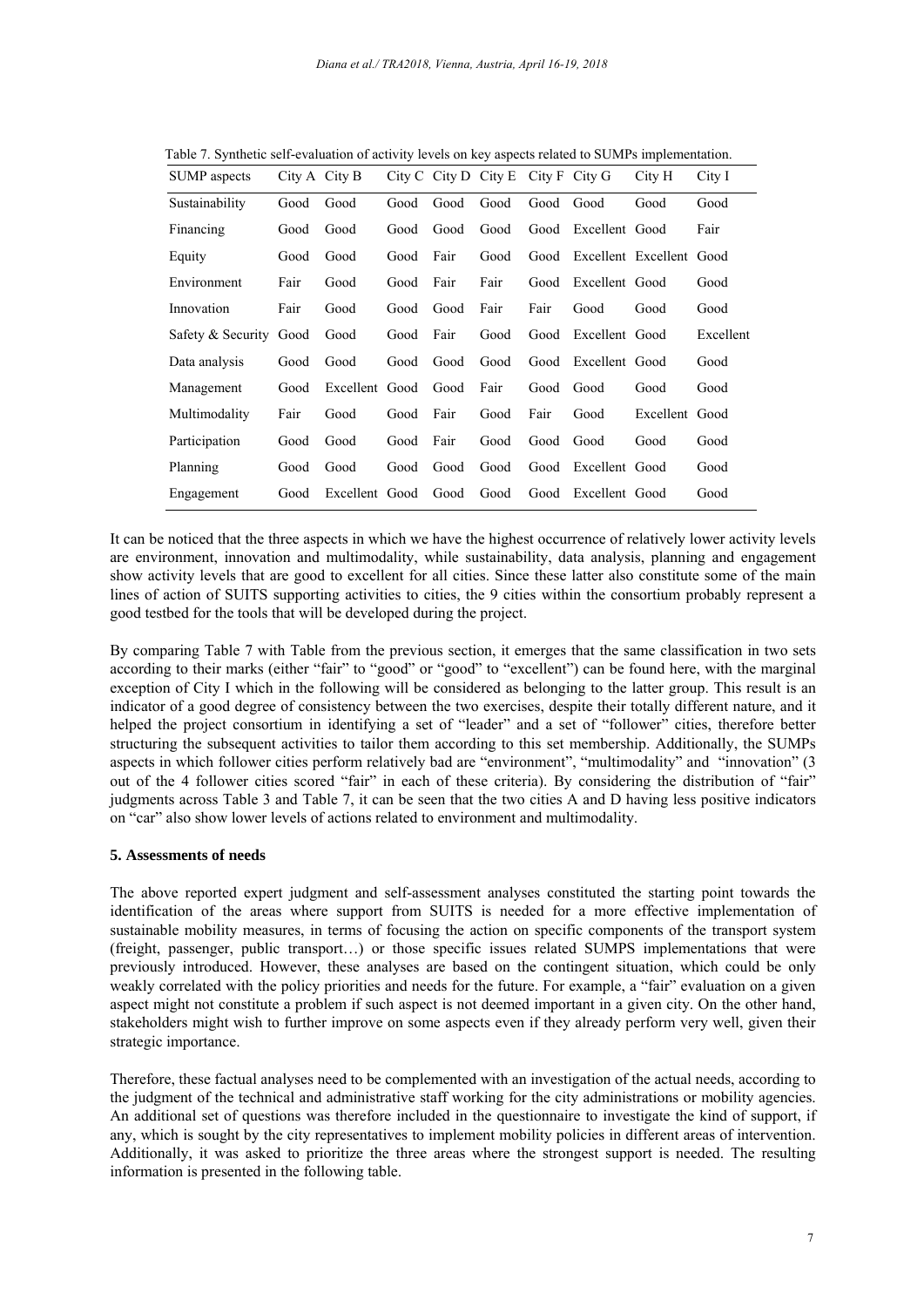Table 7. Synthetic self-evaluation of activity levels on key aspects related to SUMPs implementation.

| SUMP aspects | City A | City B | City C | City D | City E | City F | City G | City H | City I |
|---|---|---|---|---|---|---|---|---|---|
| Sustainability | Good | Good | Good | Good | Good | Good | Good | Good | Good |
| Financing | Good | Good | Good | Good | Good | Good | Excellent | Good | Fair |
| Equity | Good | Good | Good | Fair | Good | Good | Excellent | Excellent | Good |
| Environment | Fair | Good | Good | Fair | Fair | Good | Excellent | Good | Good |
| Innovation | Fair | Good | Good | Good | Fair | Fair | Good | Good | Good |
| Safety & Security | Good | Good | Good | Fair | Good | Good | Excellent | Good | Excellent |
| Data analysis | Good | Good | Good | Good | Good | Good | Excellent | Good | Good |
| Management | Good | Excellent | Good | Good | Fair | Good | Good | Good | Good |
| Multimodality | Fair | Good | Good | Fair | Good | Fair | Good | Excellent | Good |
| Participation | Good | Good | Good | Fair | Good | Good | Good | Good | Good |
| Planning | Good | Good | Good | Good | Good | Good | Excellent | Good | Good |
| Engagement | Good | Excellent | Good | Good | Good | Good | Excellent | Good | Good |

It can be noticed that the three aspects in which we have the highest occurrence of relatively lower activity levels are environment, innovation and multimodality, while sustainability, data analysis, planning and engagement show activity levels that are good to excellent for all cities. Since these latter also constitute some of the main lines of action of SUITS supporting activities to cities, the 9 cities within the consortium probably represent a good testbed for the tools that will be developed during the project.

By comparing Table 7 with Table from the previous section, it emerges that the same classification in two sets according to their marks (either "fair" to "good" or "good" to "excellent") can be found here, with the marginal exception of City I which in the following will be considered as belonging to the latter group. This result is an indicator of a good degree of consistency between the two exercises, despite their totally different nature, and it helped the project consortium in identifying a set of "leader" and a set of "follower" cities, therefore better structuring the subsequent activities to tailor them according to this set membership. Additionally, the SUMPs aspects in which follower cities perform relatively bad are "environment", "multimodality" and "innovation" (3 out of the 4 follower cities scored "fair" in each of these criteria). By considering the distribution of "fair" judgments across Table 3 and Table 7, it can be seen that the two cities A and D having less positive indicators on "car" also show lower levels of actions related to environment and multimodality.

## 5. Assessments of needs

The above reported expert judgment and self-assessment analyses constituted the starting point towards the identification of the areas where support from SUITS is needed for a more effective implementation of sustainable mobility measures, in terms of focusing the action on specific components of the transport system (freight, passenger, public transport…) or those specific issues related SUMPS implementations that were previously introduced. However, these analyses are based on the contingent situation, which could be only weakly correlated with the policy priorities and needs for the future. For example, a "fair" evaluation on a given aspect might not constitute a problem if such aspect is not deemed important in a given city. On the other hand, stakeholders might wish to further improve on some aspects even if they already perform very well, given their strategic importance.

Therefore, these factual analyses need to be complemented with an investigation of the actual needs, according to the judgment of the technical and administrative staff working for the city administrations or mobility agencies. An additional set of questions was therefore included in the questionnaire to investigate the kind of support, if any, which is sought by the city representatives to implement mobility policies in different areas of intervention. Additionally, it was asked to prioritize the three areas where the strongest support is needed. The resulting information is presented in the following table.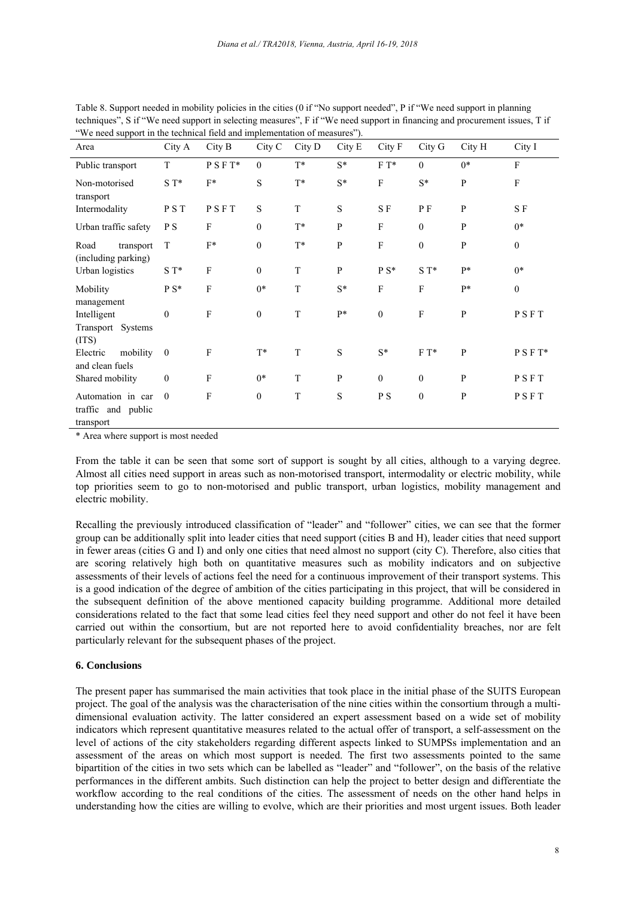Table 8. Support needed in mobility policies in the cities (0 if "No support needed", P if "We need support in planning techniques", S if "We need support in selecting measures", F if "We need support in financing and procurement issues, T if "We need support in the technical field and implementation of measures").

| Area | City A | City B | City C | City D | City E | City F | City G | City H | City I |
|---|---|---|---|---|---|---|---|---|---|
| Public transport | T | P S F T* | 0 | T* | S* | F T* | 0 | 0* | F |
| Non-motorised transport | S T* | F* | S | T* | S* | F | S* | P | F |
| Intermodality | P S T | P S F T | S | T | S | S F | P F | P | S F |
| Urban traffic safety | P S | F | 0 | T* | P | F | 0 | P | 0* |
| Road transport (including parking) | T | F* | 0 | T* | P | F | 0 | P | 0 |
| Urban logistics | S T* | F | 0 | T | P | P S* | S T* | P* | 0* |
| Mobility management | P S* | F | 0* | T | S* | F | F | P* | 0 |
| Intelligent Transport Systems (ITS) | 0 | F | 0 | T | P* | 0 | F | P | P S F T |
| Electric mobility and clean fuels | 0 | F | T* | T | S | S* | F T* | P | P S F T* |
| Shared mobility | 0 | F | 0* | T | P | 0 | 0 | P | P S F T |
| Automation in car traffic and public transport | 0 | F | 0 | T | S | P S | 0 | P | P S F T |

\* Area where support is most needed

From the table it can be seen that some sort of support is sought by all cities, although to a varying degree. Almost all cities need support in areas such as non-motorised transport, intermodality or electric mobility, while top priorities seem to go to non-motorised and public transport, urban logistics, mobility management and electric mobility.

Recalling the previously introduced classification of "leader" and "follower" cities, we can see that the former group can be additionally split into leader cities that need support (cities B and H), leader cities that need support in fewer areas (cities G and I) and only one cities that need almost no support (city C). Therefore, also cities that are scoring relatively high both on quantitative measures such as mobility indicators and on subjective assessments of their levels of actions feel the need for a continuous improvement of their transport systems. This is a good indication of the degree of ambition of the cities participating in this project, that will be considered in the subsequent definition of the above mentioned capacity building programme. Additional more detailed considerations related to the fact that some lead cities feel they need support and other do not feel it have been carried out within the consortium, but are not reported here to avoid confidentiality breaches, nor are felt particularly relevant for the subsequent phases of the project.

## 6. Conclusions

The present paper has summarised the main activities that took place in the initial phase of the SUITS European project. The goal of the analysis was the characterisation of the nine cities within the consortium through a multi-dimensional evaluation activity. The latter considered an expert assessment based on a wide set of mobility indicators which represent quantitative measures related to the actual offer of transport, a self-assessment on the level of actions of the city stakeholders regarding different aspects linked to SUMPSs implementation and an assessment of the areas on which most support is needed. The first two assessments pointed to the same bipartition of the cities in two sets which can be labelled as "leader" and "follower", on the basis of the relative performances in the different ambits. Such distinction can help the project to better design and differentiate the workflow according to the real conditions of the cities. The assessment of needs on the other hand helps in understanding how the cities are willing to evolve, which are their priorities and most urgent issues. Both leader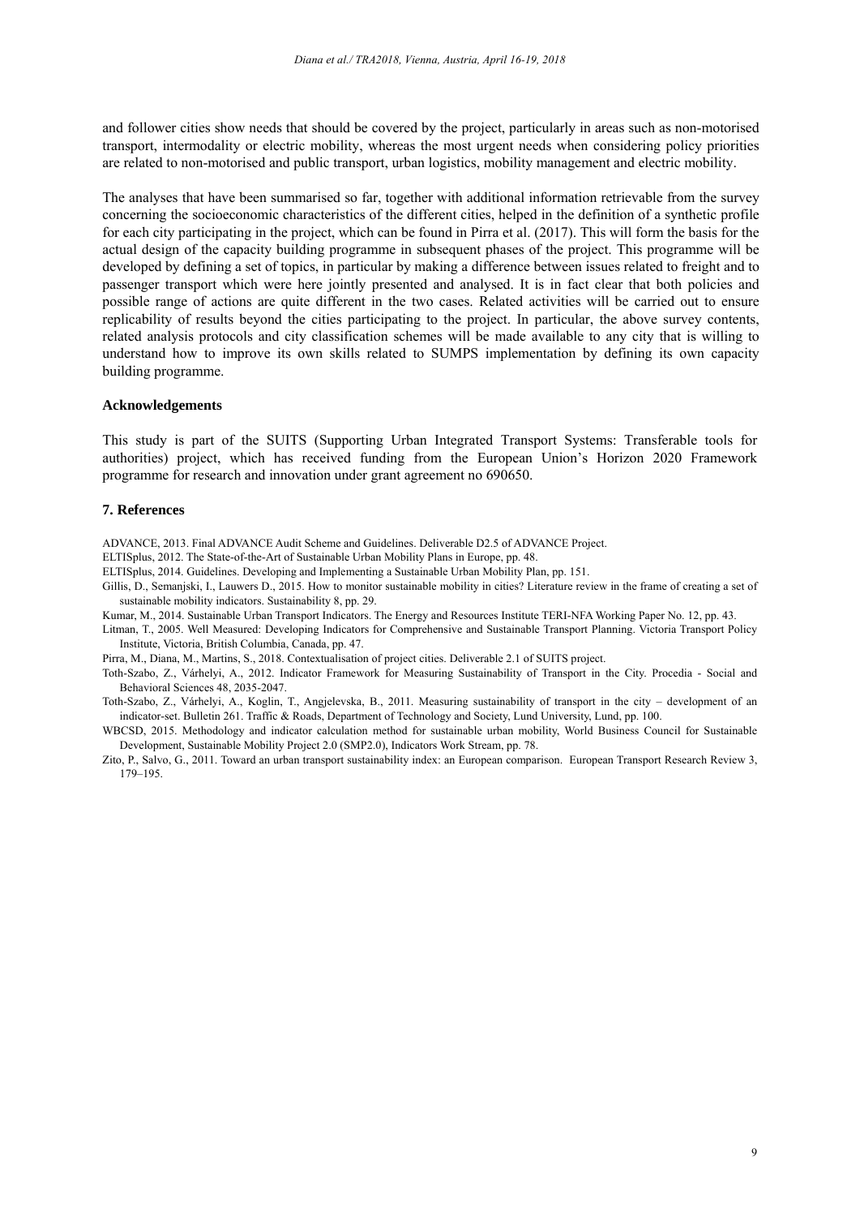and follower cities show needs that should be covered by the project, particularly in areas such as non-motorised transport, intermodality or electric mobility, whereas the most urgent needs when considering policy priorities are related to non-motorised and public transport, urban logistics, mobility management and electric mobility.

The analyses that have been summarised so far, together with additional information retrievable from the survey concerning the socioeconomic characteristics of the different cities, helped in the definition of a synthetic profile for each city participating in the project, which can be found in Pirra et al. (2017). This will form the basis for the actual design of the capacity building programme in subsequent phases of the project. This programme will be developed by defining a set of topics, in particular by making a difference between issues related to freight and to passenger transport which were here jointly presented and analysed. It is in fact clear that both policies and possible range of actions are quite different in the two cases. Related activities will be carried out to ensure replicability of results beyond the cities participating to the project. In particular, the above survey contents, related analysis protocols and city classification schemes will be made available to any city that is willing to understand how to improve its own skills related to SUMPS implementation by defining its own capacity building programme.

### Acknowledgements

This study is part of the SUITS (Supporting Urban Integrated Transport Systems: Transferable tools for authorities) project, which has received funding from the European Union's Horizon 2020 Framework programme for research and innovation under grant agreement no 690650.

## 7. References

ADVANCE, 2013. Final ADVANCE Audit Scheme and Guidelines. Deliverable D2.5 of ADVANCE Project.

ELTISplus, 2012. The State-of-the-Art of Sustainable Urban Mobility Plans in Europe, pp. 48.

ELTISplus, 2014. Guidelines. Developing and Implementing a Sustainable Urban Mobility Plan, pp. 151.

Gillis, D., Semanjski, I., Lauwers D., 2015. How to monitor sustainable mobility in cities? Literature review in the frame of creating a set of sustainable mobility indicators. Sustainability 8, pp. 29.

Kumar, M., 2014. Sustainable Urban Transport Indicators. The Energy and Resources Institute TERI-NFA Working Paper No. 12, pp. 43.

Litman, T., 2005. Well Measured: Developing Indicators for Comprehensive and Sustainable Transport Planning. Victoria Transport Policy Institute, Victoria, British Columbia, Canada, pp. 47.

Pirra, M., Diana, M., Martins, S., 2018. Contextualisation of project cities. Deliverable 2.1 of SUITS project.

Toth-Szabo, Z., Várhelyi, A., 2012. Indicator Framework for Measuring Sustainability of Transport in the City. Procedia - Social and Behavioral Sciences 48, 2035-2047.

Toth-Szabo, Z., Várhelyi, A., Koglin, T., Angjelevska, B., 2011. Measuring sustainability of transport in the city – development of an indicator-set. Bulletin 261. Traffic & Roads, Department of Technology and Society, Lund University, Lund, pp. 100.

WBCSD, 2015. Methodology and indicator calculation method for sustainable urban mobility, World Business Council for Sustainable Development, Sustainable Mobility Project 2.0 (SMP2.0), Indicators Work Stream, pp. 78.

Zito, P., Salvo, G., 2011. Toward an urban transport sustainability index: an European comparison. European Transport Research Review 3, 179–195.